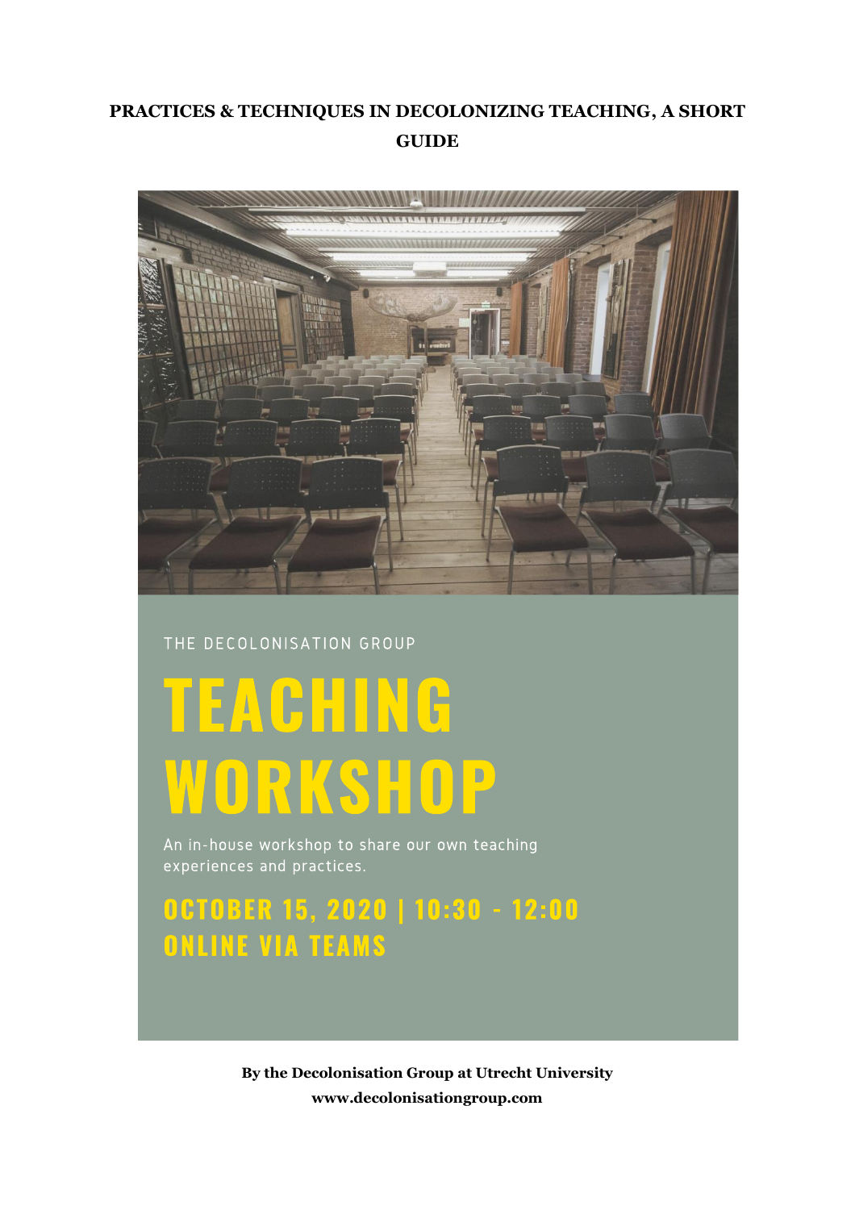# PRACTICES & TECHNIQUES IN DECOLONIZING TEACHING, A SHORT GUIDE

THE DECOLONISATION GROUP

## TEACHING WORKSHOP

An in-house workshop to share our own teaching experiences and practices.

**OCTOBER 15, 2020 | 10:30 - 12:00**
**ONLINE VIA TEAMS**

**By the Decolonisation Group at Utrecht University**
**www.decolonisationgroup.com**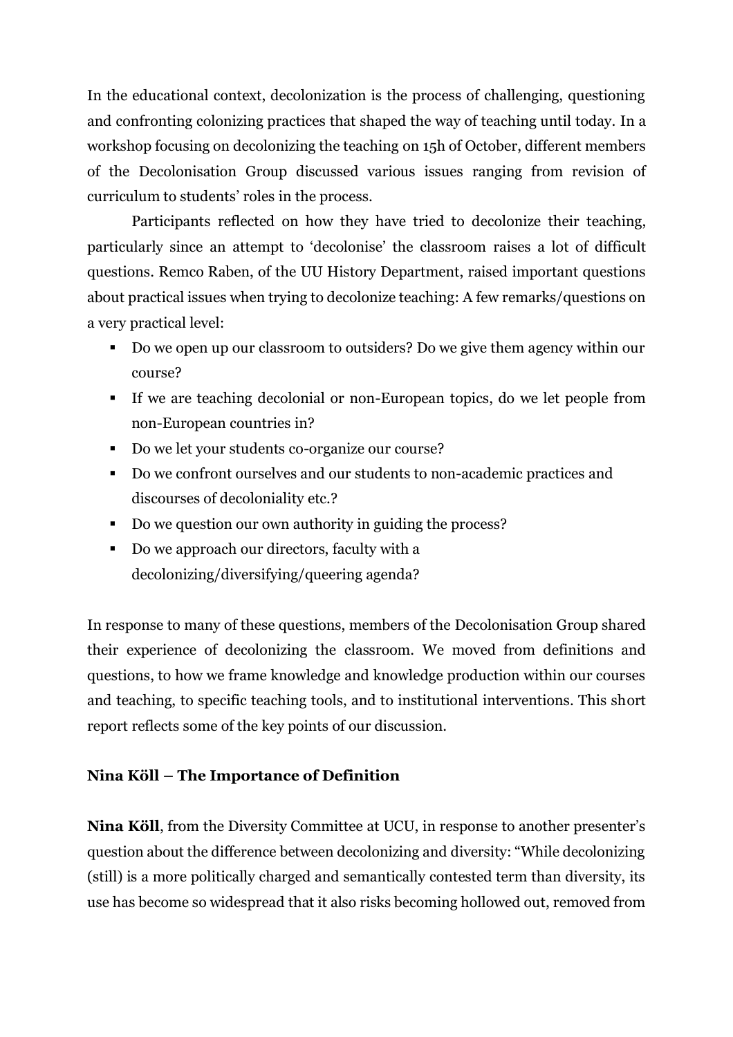In the educational context, decolonization is the process of challenging, questioning and confronting colonizing practices that shaped the way of teaching until today. In a workshop focusing on decolonizing the teaching on 15h of October, different members of the Decolonisation Group discussed various issues ranging from revision of curriculum to students' roles in the process.

Participants reflected on how they have tried to decolonize their teaching, particularly since an attempt to 'decolonise' the classroom raises a lot of difficult questions. Remco Raben, of the UU History Department, raised important questions about practical issues when trying to decolonize teaching: A few remarks/questions on a very practical level:

- Do we open up our classroom to outsiders? Do we give them agency within our course?
- If we are teaching decolonial or non-European topics, do we let people from non-European countries in?
- Do we let your students co-organize our course?
- Do we confront ourselves and our students to non-academic practices and discourses of decoloniality etc.?
- Do we question our own authority in guiding the process?
- Do we approach our directors, faculty with a decolonizing/diversifying/queering agenda?

In response to many of these questions, members of the Decolonisation Group shared their experience of decolonizing the classroom. We moved from definitions and questions, to how we frame knowledge and knowledge production within our courses and teaching, to specific teaching tools, and to institutional interventions. This short report reflects some of the key points of our discussion.

## Nina Köll – The Importance of Definition

**Nina Köll**, from the Diversity Committee at UCU, in response to another presenter's question about the difference between decolonizing and diversity: "While decolonizing (still) is a more politically charged and semantically contested term than diversity, its use has become so widespread that it also risks becoming hollowed out, removed from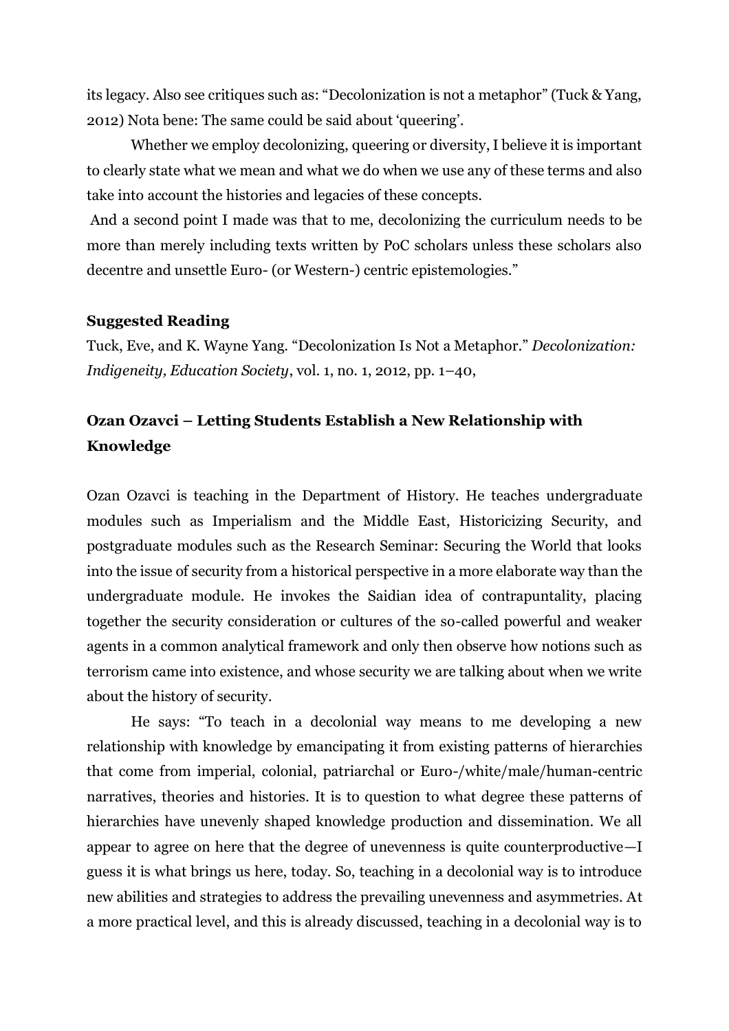its legacy. Also see critiques such as: "Decolonization is not a metaphor" (Tuck & Yang, 2012) Nota bene: The same could be said about 'queering'.

Whether we employ decolonizing, queering or diversity, I believe it is important to clearly state what we mean and what we do when we use any of these terms and also take into account the histories and legacies of these concepts.

And a second point I made was that to me, decolonizing the curriculum needs to be more than merely including texts written by PoC scholars unless these scholars also decentre and unsettle Euro- (or Western-) centric epistemologies."

**Suggested Reading**

Tuck, Eve, and K. Wayne Yang. "Decolonization Is Not a Metaphor." *Decolonization: Indigeneity, Education Society*, vol. 1, no. 1, 2012, pp. 1–40,

## Ozan Ozavci – Letting Students Establish a New Relationship with Knowledge

Ozan Ozavci is teaching in the Department of History. He teaches undergraduate modules such as Imperialism and the Middle East, Historicizing Security, and postgraduate modules such as the Research Seminar: Securing the World that looks into the issue of security from a historical perspective in a more elaborate way than the undergraduate module. He invokes the Saidian idea of contrapuntality, placing together the security consideration or cultures of the so-called powerful and weaker agents in a common analytical framework and only then observe how notions such as terrorism came into existence, and whose security we are talking about when we write about the history of security.

He says: "To teach in a decolonial way means to me developing a new relationship with knowledge by emancipating it from existing patterns of hierarchies that come from imperial, colonial, patriarchal or Euro-/white/male/human-centric narratives, theories and histories. It is to question to what degree these patterns of hierarchies have unevenly shaped knowledge production and dissemination. We all appear to agree on here that the degree of unevenness is quite counterproductive—I guess it is what brings us here, today. So, teaching in a decolonial way is to introduce new abilities and strategies to address the prevailing unevenness and asymmetries. At a more practical level, and this is already discussed, teaching in a decolonial way is to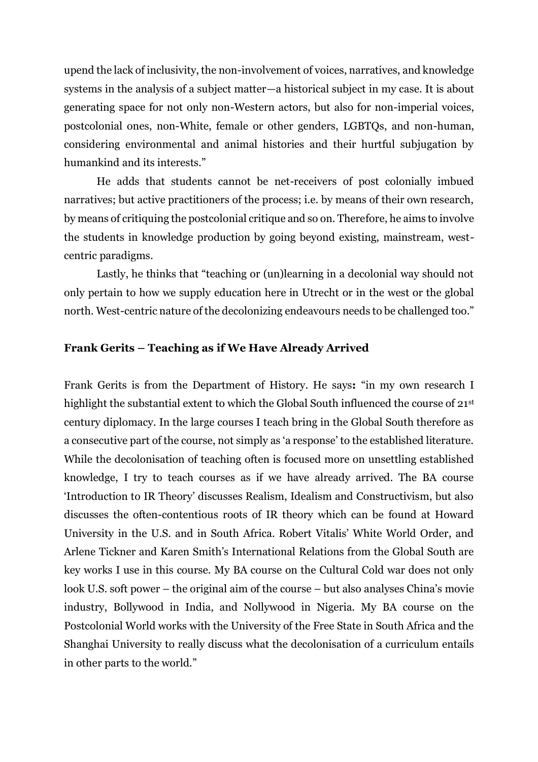upend the lack of inclusivity, the non-involvement of voices, narratives, and knowledge systems in the analysis of a subject matter—a historical subject in my case. It is about generating space for not only non-Western actors, but also for non-imperial voices, postcolonial ones, non-White, female or other genders, LGBTQs, and non-human, considering environmental and animal histories and their hurtful subjugation by humankind and its interests."

He adds that students cannot be net-receivers of post colonially imbued narratives; but active practitioners of the process; i.e. by means of their own research, by means of critiquing the postcolonial critique and so on. Therefore, he aims to involve the students in knowledge production by going beyond existing, mainstream, west-centric paradigms.

Lastly, he thinks that "teaching or (un)learning in a decolonial way should not only pertain to how we supply education here in Utrecht or in the west or the global north. West-centric nature of the decolonizing endeavours needs to be challenged too."

### Frank Gerits – Teaching as if We Have Already Arrived

Frank Gerits is from the Department of History. He says**:** "in my own research I highlight the substantial extent to which the Global South influenced the course of 21st century diplomacy. In the large courses I teach bring in the Global South therefore as a consecutive part of the course, not simply as 'a response' to the established literature. While the decolonisation of teaching often is focused more on unsettling established knowledge, I try to teach courses as if we have already arrived. The BA course 'Introduction to IR Theory' discusses Realism, Idealism and Constructivism, but also discusses the often-contentious roots of IR theory which can be found at Howard University in the U.S. and in South Africa. Robert Vitalis' White World Order, and Arlene Tickner and Karen Smith's International Relations from the Global South are key works I use in this course. My BA course on the Cultural Cold war does not only look U.S. soft power – the original aim of the course – but also analyses China's movie industry, Bollywood in India, and Nollywood in Nigeria. My BA course on the Postcolonial World works with the University of the Free State in South Africa and the Shanghai University to really discuss what the decolonisation of a curriculum entails in other parts to the world."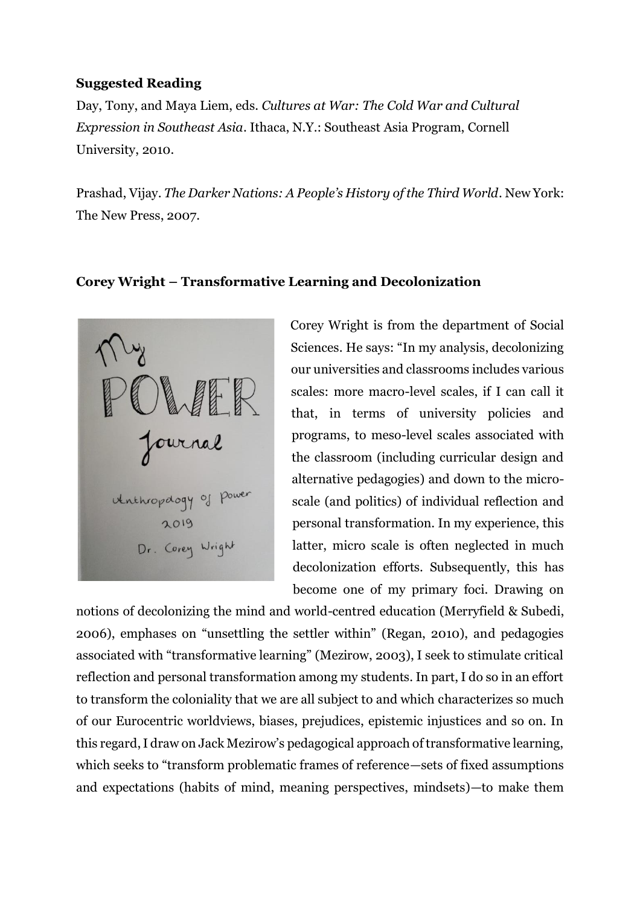**Suggested Reading**

Day, Tony, and Maya Liem, eds. *Cultures at War: The Cold War and Cultural Expression in Southeast Asia*. Ithaca, N.Y.: Southeast Asia Program, Cornell University, 2010.

Prashad, Vijay. *The Darker Nations: A People's History of the Third World*. New York: The New Press, 2007.

**Corey Wright – Transformative Learning and Decolonization**

Corey Wright is from the department of Social Sciences. He says: "In my analysis, decolonizing our universities and classrooms includes various scales: more macro-level scales, if I can call it that, in terms of university policies and programs, to meso-level scales associated with the classroom (including curricular design and alternative pedagogies) and down to the micro-scale (and politics) of individual reflection and personal transformation. In my experience, this latter, micro scale is often neglected in much decolonization efforts. Subsequently, this has become one of my primary foci. Drawing on notions of decolonizing the mind and world-centred education (Merryfield & Subedi, 2006), emphases on "unsettling the settler within" (Regan, 2010), and pedagogies associated with "transformative learning" (Mezirow, 2003), I seek to stimulate critical reflection and personal transformation among my students. In part, I do so in an effort to transform the coloniality that we are all subject to and which characterizes so much of our Eurocentric worldviews, biases, prejudices, epistemic injustices and so on. In this regard, I draw on Jack Mezirow's pedagogical approach of transformative learning, which seeks to "transform problematic frames of reference—sets of fixed assumptions and expectations (habits of mind, meaning perspectives, mindsets)—to make them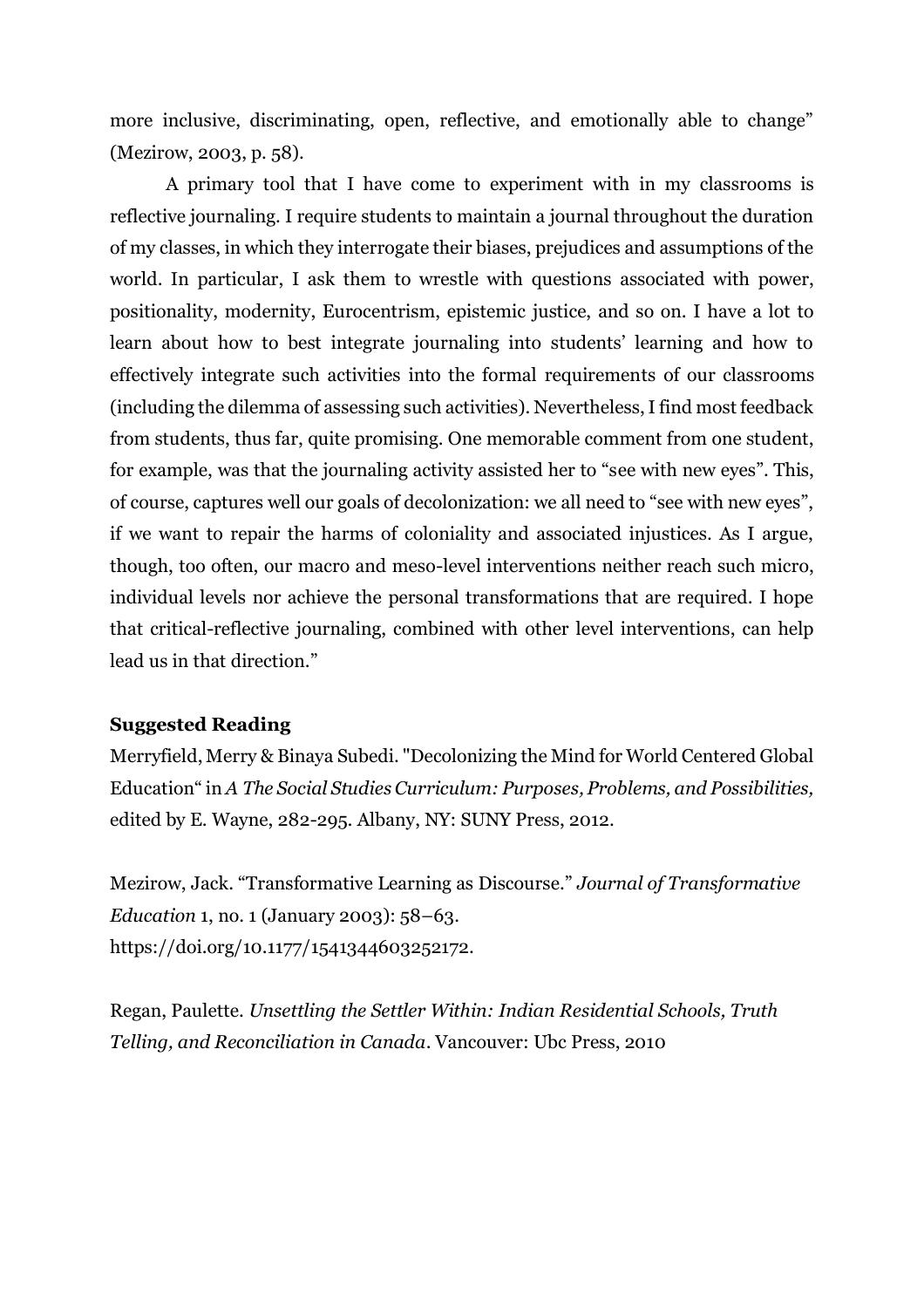more inclusive, discriminating, open, reflective, and emotionally able to change" (Mezirow, 2003, p. 58).

A primary tool that I have come to experiment with in my classrooms is reflective journaling. I require students to maintain a journal throughout the duration of my classes, in which they interrogate their biases, prejudices and assumptions of the world. In particular, I ask them to wrestle with questions associated with power, positionality, modernity, Eurocentrism, epistemic justice, and so on. I have a lot to learn about how to best integrate journaling into students' learning and how to effectively integrate such activities into the formal requirements of our classrooms (including the dilemma of assessing such activities). Nevertheless, I find most feedback from students, thus far, quite promising. One memorable comment from one student, for example, was that the journaling activity assisted her to "see with new eyes". This, of course, captures well our goals of decolonization: we all need to "see with new eyes", if we want to repair the harms of coloniality and associated injustices. As I argue, though, too often, our macro and meso-level interventions neither reach such micro, individual levels nor achieve the personal transformations that are required. I hope that critical-reflective journaling, combined with other level interventions, can help lead us in that direction."

**Suggested Reading**

Merryfield, Merry & Binaya Subedi. "Decolonizing the Mind for World Centered Global Education" in *A The Social Studies Curriculum: Purposes, Problems, and Possibilities,* edited by E. Wayne, 282-295. Albany, NY: SUNY Press, 2012.

Mezirow, Jack. "Transformative Learning as Discourse." *Journal of Transformative Education* 1, no. 1 (January 2003): 58–63. https://doi.org/10.1177/1541344603252172.

Regan, Paulette. *Unsettling the Settler Within: Indian Residential Schools, Truth Telling, and Reconciliation in Canada*. Vancouver: Ubc Press, 2010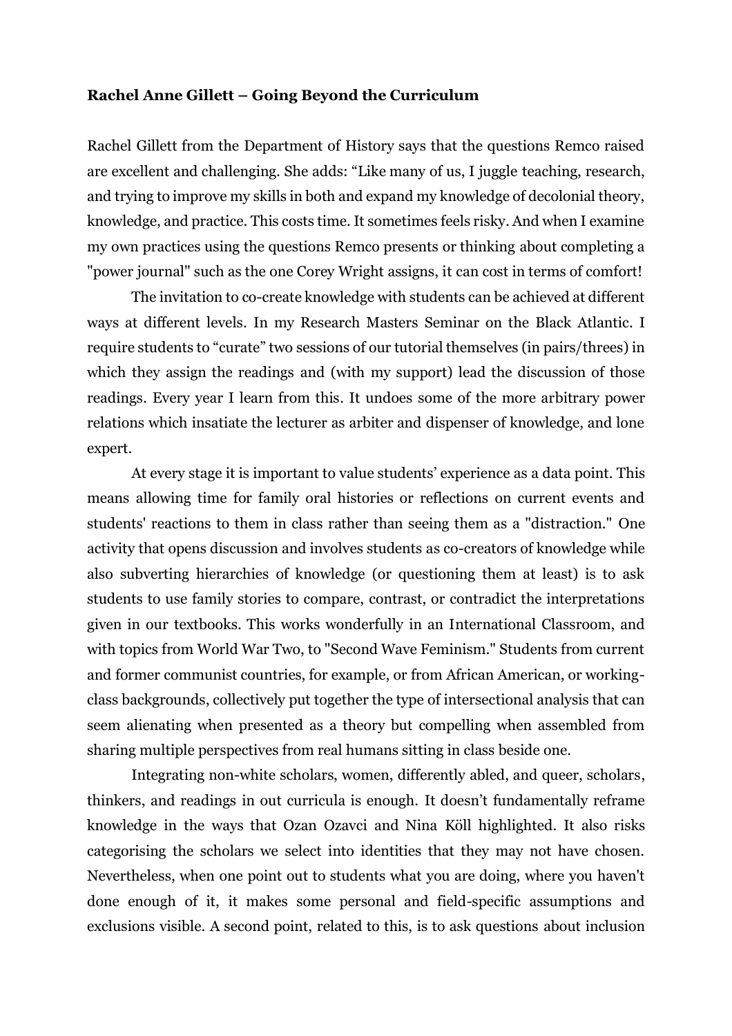**Rachel Anne Gillett – Going Beyond the Curriculum**

Rachel Gillett from the Department of History says that the questions Remco raised are excellent and challenging. She adds: "Like many of us, I juggle teaching, research, and trying to improve my skills in both and expand my knowledge of decolonial theory, knowledge, and practice. This costs time. It sometimes feels risky. And when I examine my own practices using the questions Remco presents or thinking about completing a "power journal" such as the one Corey Wright assigns, it can cost in terms of comfort!

The invitation to co-create knowledge with students can be achieved at different ways at different levels. In my Research Masters Seminar on the Black Atlantic. I require students to "curate" two sessions of our tutorial themselves (in pairs/threes) in which they assign the readings and (with my support) lead the discussion of those readings. Every year I learn from this. It undoes some of the more arbitrary power relations which insatiate the lecturer as arbiter and dispenser of knowledge, and lone expert.

At every stage it is important to value students' experience as a data point. This means allowing time for family oral histories or reflections on current events and students' reactions to them in class rather than seeing them as a "distraction." One activity that opens discussion and involves students as co-creators of knowledge while also subverting hierarchies of knowledge (or questioning them at least) is to ask students to use family stories to compare, contrast, or contradict the interpretations given in our textbooks. This works wonderfully in an International Classroom, and with topics from World War Two, to "Second Wave Feminism." Students from current and former communist countries, for example, or from African American, or working-class backgrounds, collectively put together the type of intersectional analysis that can seem alienating when presented as a theory but compelling when assembled from sharing multiple perspectives from real humans sitting in class beside one.

Integrating non-white scholars, women, differently abled, and queer, scholars, thinkers, and readings in out curricula is enough. It doesn't fundamentally reframe knowledge in the ways that Ozan Ozavci and Nina Köll highlighted. It also risks categorising the scholars we select into identities that they may not have chosen. Nevertheless, when one point out to students what you are doing, where you haven't done enough of it, it makes some personal and field-specific assumptions and exclusions visible. A second point, related to this, is to ask questions about inclusion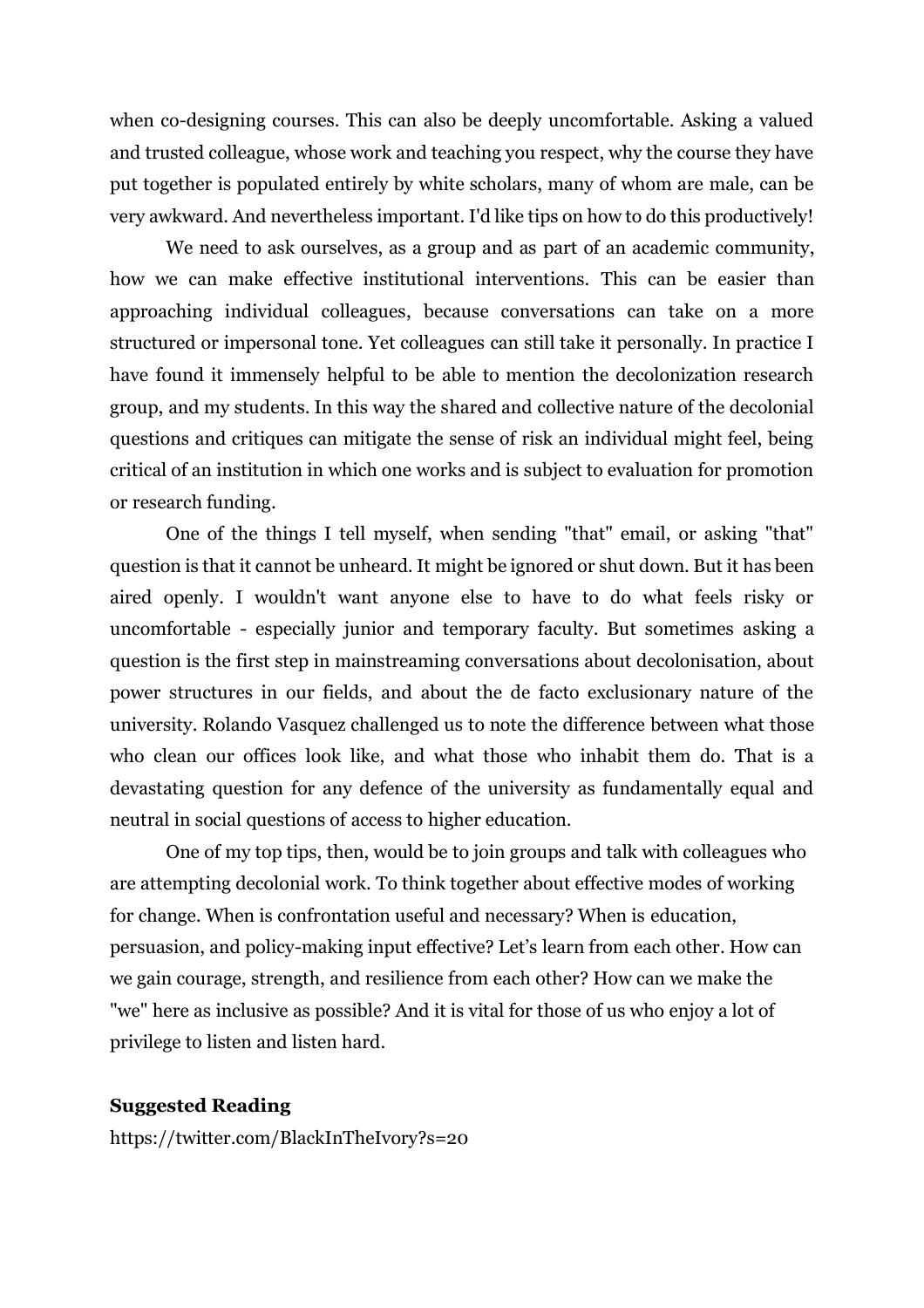when co-designing courses. This can also be deeply uncomfortable. Asking a valued and trusted colleague, whose work and teaching you respect, why the course they have put together is populated entirely by white scholars, many of whom are male, can be very awkward. And nevertheless important. I'd like tips on how to do this productively!

We need to ask ourselves, as a group and as part of an academic community, how we can make effective institutional interventions. This can be easier than approaching individual colleagues, because conversations can take on a more structured or impersonal tone. Yet colleagues can still take it personally. In practice I have found it immensely helpful to be able to mention the decolonization research group, and my students. In this way the shared and collective nature of the decolonial questions and critiques can mitigate the sense of risk an individual might feel, being critical of an institution in which one works and is subject to evaluation for promotion or research funding.

One of the things I tell myself, when sending "that" email, or asking "that" question is that it cannot be unheard. It might be ignored or shut down. But it has been aired openly. I wouldn't want anyone else to have to do what feels risky or uncomfortable - especially junior and temporary faculty. But sometimes asking a question is the first step in mainstreaming conversations about decolonisation, about power structures in our fields, and about the de facto exclusionary nature of the university. Rolando Vasquez challenged us to note the difference between what those who clean our offices look like, and what those who inhabit them do. That is a devastating question for any defence of the university as fundamentally equal and neutral in social questions of access to higher education.

One of my top tips, then, would be to join groups and talk with colleagues who are attempting decolonial work. To think together about effective modes of working for change. When is confrontation useful and necessary? When is education, persuasion, and policy-making input effective? Let's learn from each other. How can we gain courage, strength, and resilience from each other? How can we make the "we" here as inclusive as possible? And it is vital for those of us who enjoy a lot of privilege to listen and listen hard.

**Suggested Reading**

https://twitter.com/BlackInTheIvory?s=20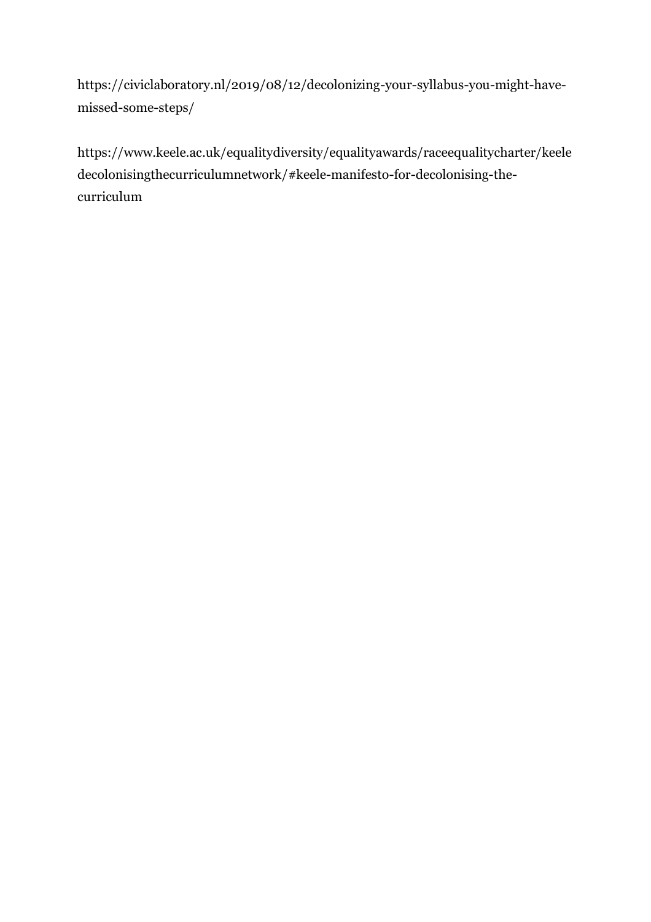https://civiclaboratory.nl/2019/08/12/decolonizing-your-syllabus-you-might-have-missed-some-steps/

https://www.keele.ac.uk/equalitydiversity/equalityawards/raceequalitycharter/keeledecolonisingthecurriculumnetwork/#keele-manifesto-for-decolonising-the-curriculum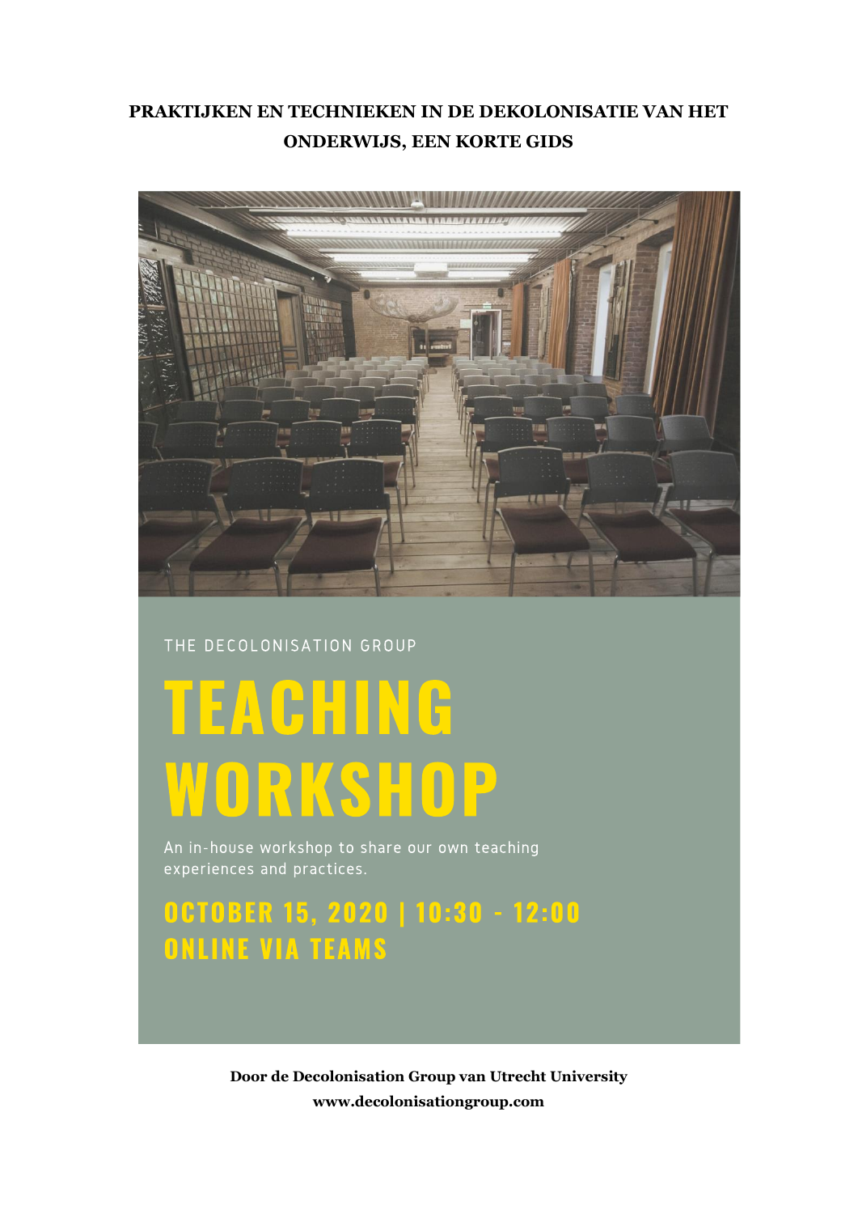**PRAKTIJKEN EN TECHNIEKEN IN DE DEKOLONISATIE VAN HET ONDERWIJS, EEN KORTE GIDS**

THE DECOLONISATION GROUP

# TEACHING WORKSHOP

An in-house workshop to share our own teaching experiences and practices.

**OCTOBER 15, 2020 | 10:30 - 12:00**
**ONLINE VIA TEAMS**

**Door de Decolonisation Group van Utrecht University**
**www.decolonisationgroup.com**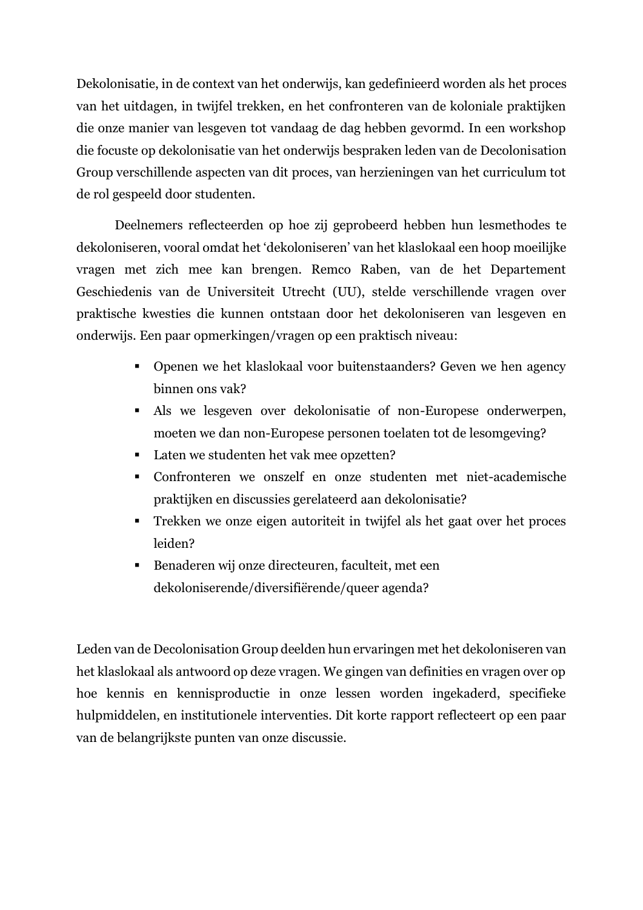Dekolonisatie, in de context van het onderwijs, kan gedefinieerd worden als het proces van het uitdagen, in twijfel trekken, en het confronteren van de koloniale praktijken die onze manier van lesgeven tot vandaag de dag hebben gevormd. In een workshop die focuste op dekolonisatie van het onderwijs bespraken leden van de Decolonisation Group verschillende aspecten van dit proces, van herzieningen van het curriculum tot de rol gespeeld door studenten.

Deelnemers reflecteerden op hoe zij geprobeerd hebben hun lesmethodes te dekoloniseren, vooral omdat het 'dekoloniseren' van het klaslokaal een hoop moeilijke vragen met zich mee kan brengen. Remco Raben, van de het Departement Geschiedenis van de Universiteit Utrecht (UU), stelde verschillende vragen over praktische kwesties die kunnen ontstaan door het dekoloniseren van lesgeven en onderwijs. Een paar opmerkingen/vragen op een praktisch niveau:

- Openen we het klaslokaal voor buitenstaanders? Geven we hen agency binnen ons vak?
- Als we lesgeven over dekolonisatie of non-Europese onderwerpen, moeten we dan non-Europese personen toelaten tot de lesomgeving?
- Laten we studenten het vak mee opzetten?
- Confronteren we onszelf en onze studenten met niet-academische praktijken en discussies gerelateerd aan dekolonisatie?
- Trekken we onze eigen autoriteit in twijfel als het gaat over het proces leiden?
- Benaderen wij onze directeuren, faculteit, met een dekoloniserende/diversifiërende/queer agenda?

Leden van de Decolonisation Group deelden hun ervaringen met het dekoloniseren van het klaslokaal als antwoord op deze vragen. We gingen van definities en vragen over op hoe kennis en kennisproductie in onze lessen worden ingekaderd, specifieke hulpmiddelen, en institutionele interventies. Dit korte rapport reflecteert op een paar van de belangrijkste punten van onze discussie.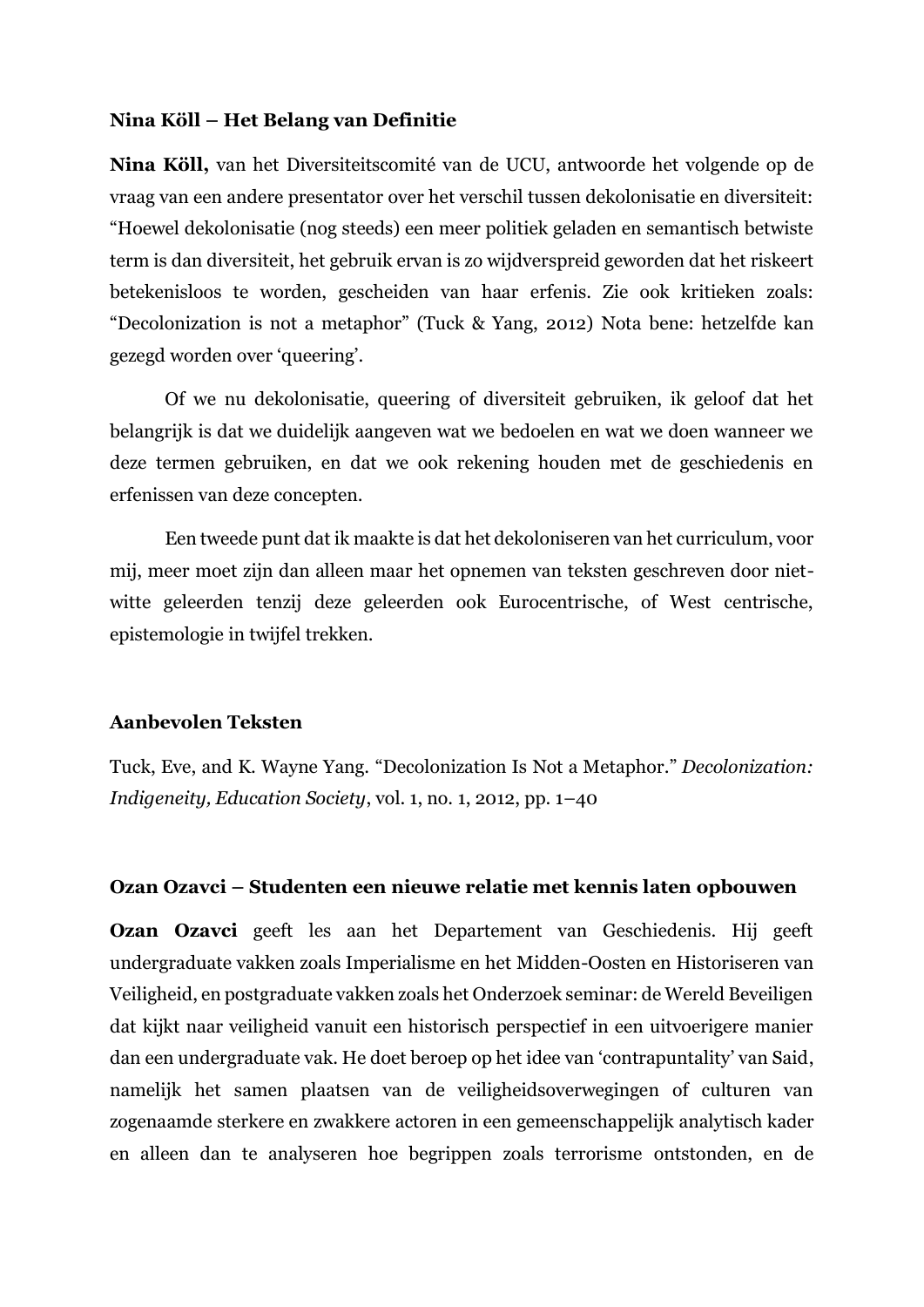**Nina Köll – Het Belang van Definitie**

**Nina Köll,** van het Diversiteitscomité van de UCU, antwoordde het volgende op de vraag van een andere presentator over het verschil tussen dekolonisatie en diversiteit: "Hoewel dekolonisatie (nog steeds) een meer politiek geladen en semantisch betwiste term is dan diversiteit, het gebruik ervan is zo wijdverspreid geworden dat het riskeert betekenisloos te worden, gescheiden van haar erfenis. Zie ook kritieken zoals: "Decolonization is not a metaphor" (Tuck & Yang, 2012) Nota bene: hetzelfde kan gezegd worden over 'queering'.

Of we nu dekolonisatie, queering of diversiteit gebruiken, ik geloof dat het belangrijk is dat we duidelijk aangeven wat we bedoelen en wat we doen wanneer we deze termen gebruiken, en dat we ook rekening houden met de geschiedenis en erfenissen van deze concepten.

Een tweede punt dat ik maakte is dat het dekoloniseren van het curriculum, voor mij, meer moet zijn dan alleen maar het opnemen van teksten geschreven door niet-witte geleerden tenzij deze geleerden ook Eurocentrische, of West centrische, epistemologie in twijfel trekken.

**Aanbevolen Teksten**

Tuck, Eve, and K. Wayne Yang. "Decolonization Is Not a Metaphor." *Decolonization: Indigeneity, Education Society*, vol. 1, no. 1, 2012, pp. 1–40

**Ozan Ozavci – Studenten een nieuwe relatie met kennis laten opbouwen**

**Ozan Ozavci** geeft les aan het Departement van Geschiedenis. Hij geeft undergraduate vakken zoals Imperialisme en het Midden-Oosten en Historiseren van Veiligheid, en postgraduate vakken zoals het Onderzoek seminar: de Wereld Beveiligen dat kijkt naar veiligheid vanuit een historisch perspectief in een uitvoerigere manier dan een undergraduate vak. He doet beroep op het idee van 'contrapuntality' van Said, namelijk het samen plaatsen van de veiligheidsoverwegingen of culturen van zogenaamde sterkere en zwakkere actoren in een gemeenschappelijk analytisch kader en alleen dan te analyseren hoe begrippen zoals terrorisme ontstonden, en de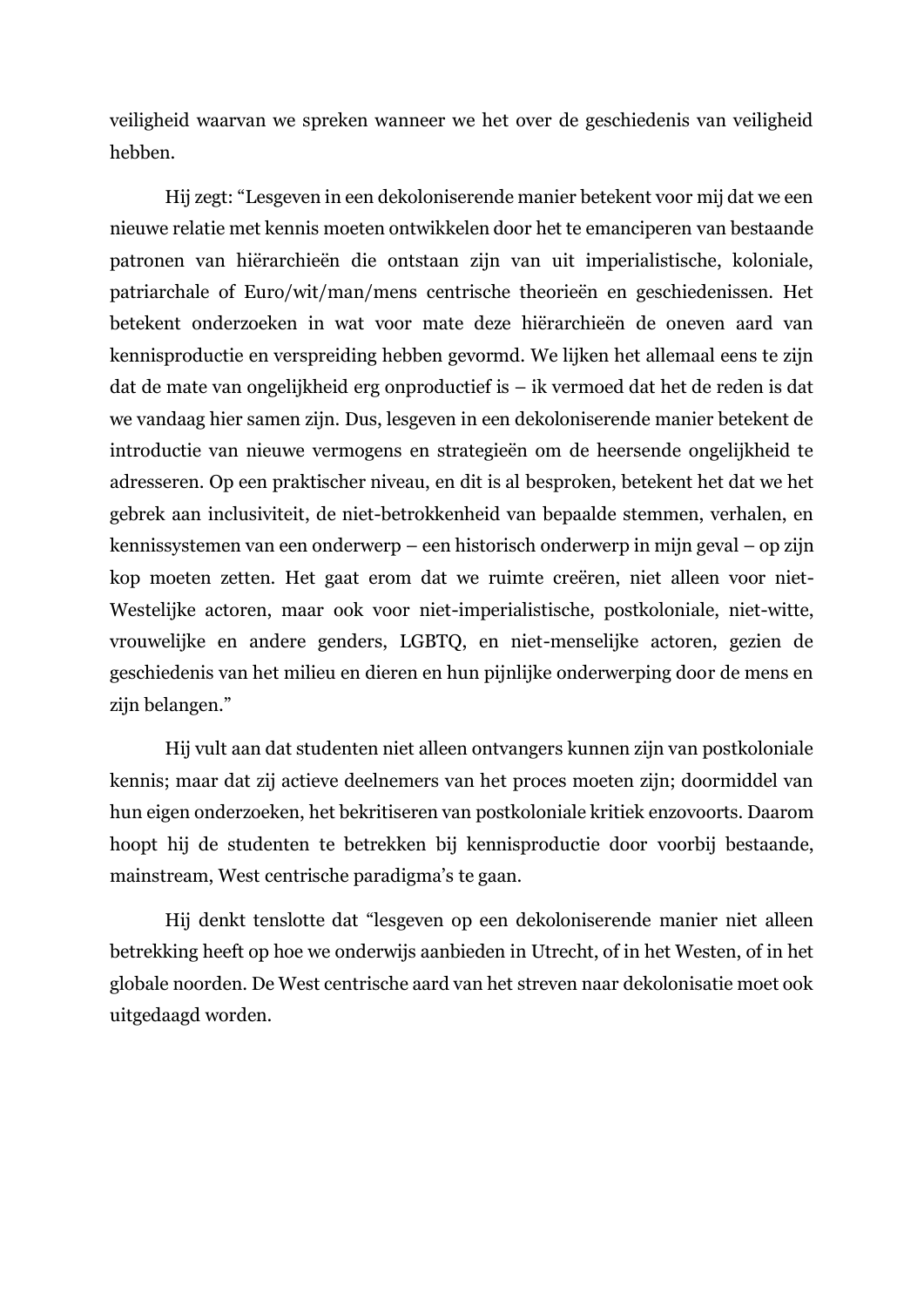veiligheid waarvan we spreken wanneer we het over de geschiedenis van veiligheid hebben.

Hij zegt: "Lesgeven in een dekoloniserende manier betekent voor mij dat we een nieuwe relatie met kennis moeten ontwikkelen door het te emanciperen van bestaande patronen van hiërarchieën die ontstaan zijn van uit imperialistische, koloniale, patriarchale of Euro/wit/man/mens centrische theorieën en geschiedenissen. Het betekent onderzoeken in wat voor mate deze hiërarchieën de oneven aard van kennisproductie en verspreiding hebben gevormd. We lijken het allemaal eens te zijn dat de mate van ongelijkheid erg onproductief is – ik vermoed dat het de reden is dat we vandaag hier samen zijn. Dus, lesgeven in een dekoloniserende manier betekent de introductie van nieuwe vermogens en strategieën om de heersende ongelijkheid te adresseren. Op een praktischer niveau, en dit is al besproken, betekent het dat we het gebrek aan inclusiviteit, de niet-betrokkenheid van bepaalde stemmen, verhalen, en kennissystemen van een onderwerp – een historisch onderwerp in mijn geval – op zijn kop moeten zetten. Het gaat erom dat we ruimte creëren, niet alleen voor niet-Westelijke actoren, maar ook voor niet-imperialistische, postkoloniale, niet-witte, vrouwelijke en andere genders, LGBTQ, en niet-menselijke actoren, gezien de geschiedenis van het milieu en dieren en hun pijnlijke onderwerping door de mens en zijn belangen."

Hij vult aan dat studenten niet alleen ontvangers kunnen zijn van postkoloniale kennis; maar dat zij actieve deelnemers van het proces moeten zijn; doormiddel van hun eigen onderzoeken, het bekritiseren van postkoloniale kritiek enzovoorts. Daarom hoopt hij de studenten te betrekken bij kennisproductie door voorbij bestaande, mainstream, West centrische paradigma's te gaan.

Hij denkt tenslotte dat "lesgeven op een dekoloniserende manier niet alleen betrekking heeft op hoe we onderwijs aanbieden in Utrecht, of in het Westen, of in het globale noorden. De West centrische aard van het streven naar dekolonisatie moet ook uitgedaagd worden.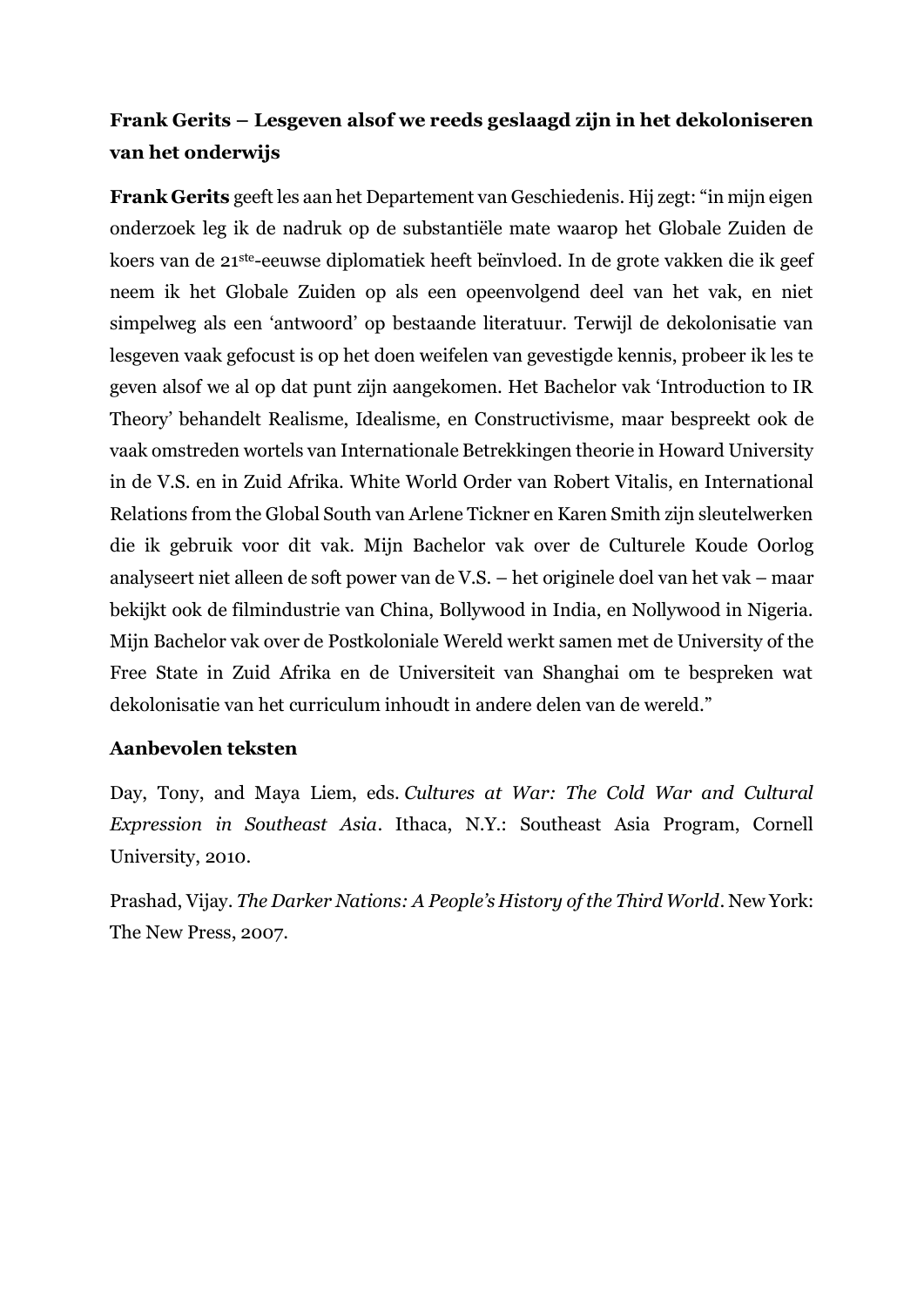**Frank Gerits – Lesgeven alsof we reeds geslaagd zijn in het dekoloniseren van het onderwijs**

**Frank Gerits** geeft les aan het Departement van Geschiedenis. Hij zegt: "in mijn eigen onderzoek leg ik de nadruk op de substantiële mate waarop het Globale Zuiden de koers van de 21ste-eeuwse diplomatiek heeft beïnvloed. In de grote vakken die ik geef neem ik het Globale Zuiden op als een opeenvolgend deel van het vak, en niet simpelweg als een 'antwoord' op bestaande literatuur. Terwijl de dekolonisatie van lesgeven vaak gefocust is op het doen weifelen van gevestigde kennis, probeer ik les te geven alsof we al op dat punt zijn aangekomen. Het Bachelor vak 'Introduction to IR Theory' behandelt Realisme, Idealisme, en Constructivisme, maar bespreekt ook de vaak omstreden wortels van Internationale Betrekkingen theorie in Howard University in de V.S. en in Zuid Afrika. White World Order van Robert Vitalis, en International Relations from the Global South van Arlene Tickner en Karen Smith zijn sleutelwerken die ik gebruik voor dit vak. Mijn Bachelor vak over de Culturele Koude Oorlog analyseert niet alleen de soft power van de V.S. – het originele doel van het vak – maar bekijkt ook de filmindustrie van China, Bollywood in India, en Nollywood in Nigeria. Mijn Bachelor vak over de Postkoloniale Wereld werkt samen met de University of the Free State in Zuid Afrika en de Universiteit van Shanghai om te bespreken wat dekolonisatie van het curriculum inhoudt in andere delen van de wereld."

**Aanbevolen teksten**

Day, Tony, and Maya Liem, eds. *Cultures at War: The Cold War and Cultural Expression in Southeast Asia*. Ithaca, N.Y.: Southeast Asia Program, Cornell University, 2010.

Prashad, Vijay. *The Darker Nations: A People's History of the Third World*. New York: The New Press, 2007.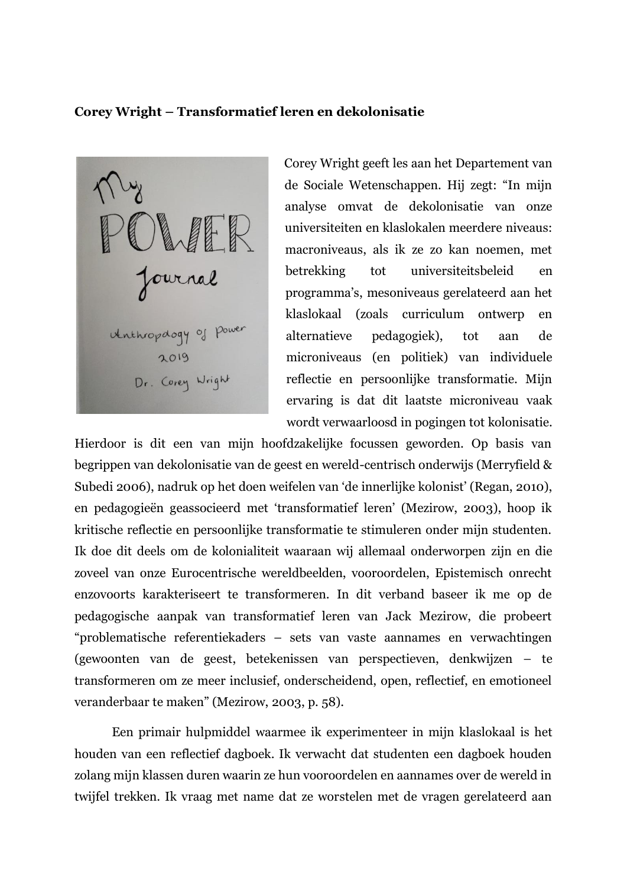**Corey Wright – Transformatief leren en dekolonisatie**

Corey Wright geeft les aan het Departement van de Sociale Wetenschappen. Hij zegt: "In mijn analyse omvat de dekolonisatie van onze universiteiten en klaslokalen meerdere niveaus: macroniveaus, als ik ze zo kan noemen, met betrekking tot universiteitsbeleid en programma's, mesoniveaus gerelateerd aan het klaslokaal (zoals curriculum ontwerp en alternatieve pedagogiek), tot aan de microniveaus (en politiek) van individuele reflectie en persoonlijke transformatie. Mijn ervaring is dat dit laatste microniveau vaak wordt verwaarloosd in pogingen tot kolonisatie. Hierdoor is dit een van mijn hoofdzakelijke focussen geworden. Op basis van begrippen van dekolonisatie van de geest en wereld-centrisch onderwijs (Merryfield & Subedi 2006), nadruk op het doen weifelen van 'de innerlijke kolonist' (Regan, 2010), en pedagogieën geassocieerd met 'transformatief leren' (Mezirow, 2003), hoop ik kritische reflectie en persoonlijke transformatie te stimuleren onder mijn studenten. Ik doe dit deels om de kolonialiteit waaraan wij allemaal onderworpen zijn en die zoveel van onze Eurocentrische wereldbeelden, vooroordelen, Epistemisch onrecht enzovoorts karakteriseert te transformeren. In dit verband baseer ik me op de pedagogische aanpak van transformatief leren van Jack Mezirow, die probeert "problematische referentiekaders – sets van vaste aannames en verwachtingen (gewoonten van de geest, betekenissen van perspectieven, denkwijzen – te transformeren om ze meer inclusief, onderscheidend, open, reflectief, en emotioneel veranderbaar te maken" (Mezirow, 2003, p. 58).

Een primair hulpmiddel waarmee ik experimenteer in mijn klaslokaal is het houden van een reflectief dagboek. Ik verwacht dat studenten een dagboek houden zolang mijn klassen duren waarin ze hun vooroordelen en aannames over de wereld in twijfel trekken. Ik vraag met name dat ze worstelen met de vragen gerelateerd aan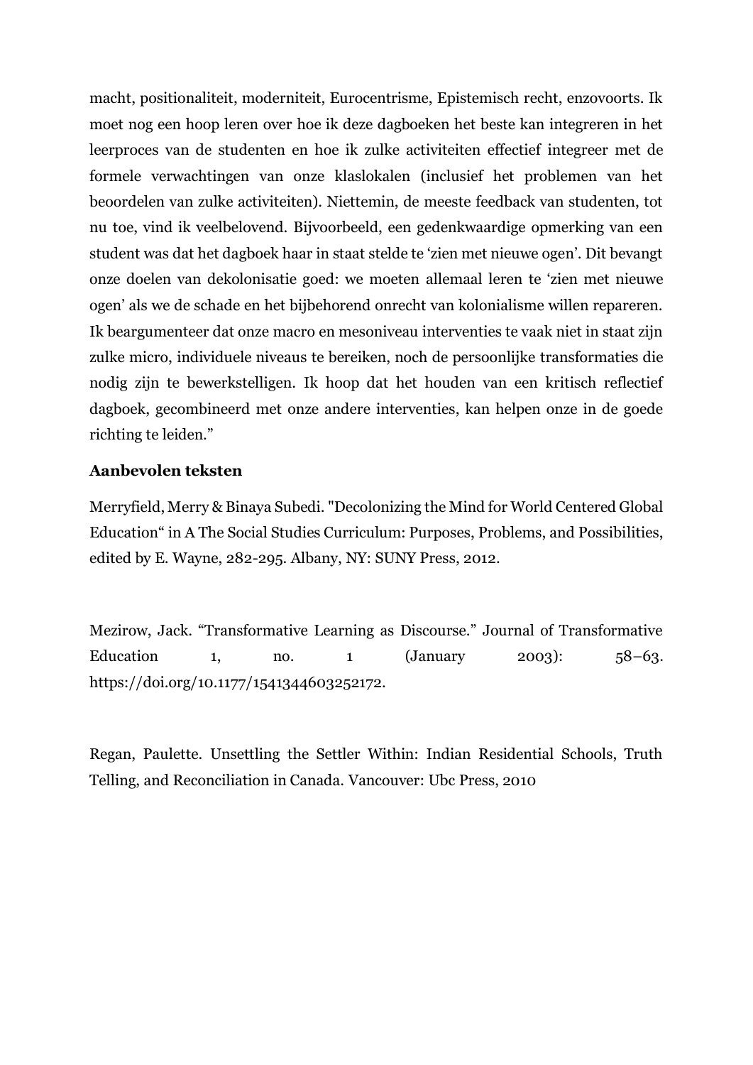macht, positionaliteit, moderniteit, Eurocentrisme, Epistemisch recht, enzovoorts. Ik moet nog een hoop leren over hoe ik deze dagboeken het beste kan integreren in het leerproces van de studenten en hoe ik zulke activiteiten effectief integreer met de formele verwachtingen van onze klaslokalen (inclusief het problemen van het beoordelen van zulke activiteiten). Niettemin, de meeste feedback van studenten, tot nu toe, vind ik veelbelovend. Bijvoorbeeld, een gedenkwaardige opmerking van een student was dat het dagboek haar in staat stelde te 'zien met nieuwe ogen'. Dit bevangt onze doelen van dekolonisatie goed: we moeten allemaal leren te 'zien met nieuwe ogen' als we de schade en het bijbehorend onrecht van kolonialisme willen repareren. Ik beargumenteer dat onze macro en mesoniveau interventies te vaak niet in staat zijn zulke micro, individuele niveaus te bereiken, noch de persoonlijke transformaties die nodig zijn te bewerkstelligen. Ik hoop dat het houden van een kritisch reflectief dagboek, gecombineerd met onze andere interventies, kan helpen onze in de goede richting te leiden."

### Aanbevolen teksten

Merryfield, Merry & Binaya Subedi. "Decolonizing the Mind for World Centered Global Education" in A The Social Studies Curriculum: Purposes, Problems, and Possibilities, edited by E. Wayne, 282-295. Albany, NY: SUNY Press, 2012.

Mezirow, Jack. "Transformative Learning as Discourse." Journal of Transformative Education 1, no. 1 (January 2003): 58–63. https://doi.org/10.1177/1541344603252172.

Regan, Paulette. Unsettling the Settler Within: Indian Residential Schools, Truth Telling, and Reconciliation in Canada. Vancouver: Ubc Press, 2010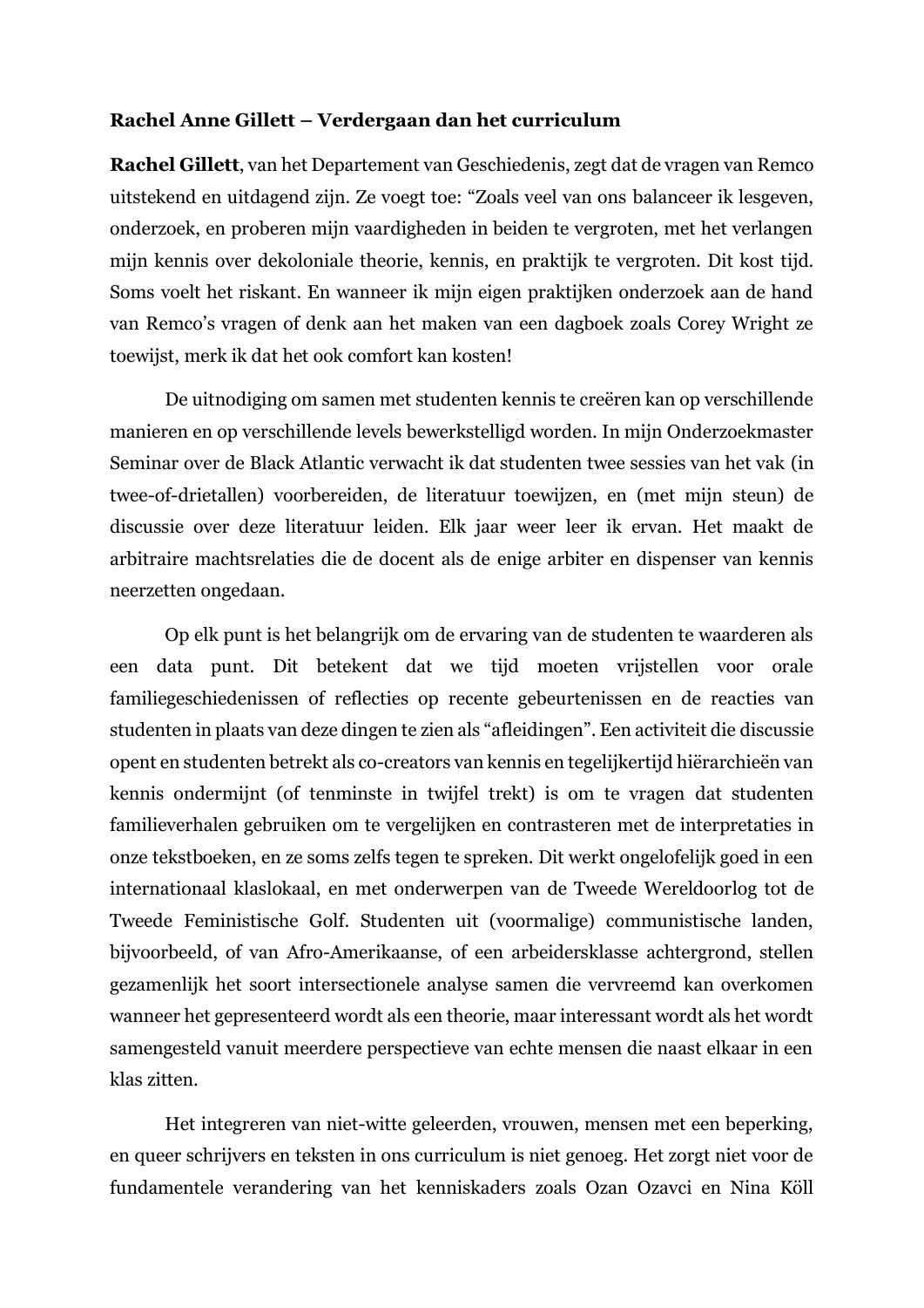**Rachel Anne Gillett – Verdergaan dan het curriculum**

**Rachel Gillett**, van het Departement van Geschiedenis, zegt dat de vragen van Remco uitstekend en uitdagend zijn. Ze voegt toe: "Zoals veel van ons balanceer ik lesgeven, onderzoek, en proberen mijn vaardigheden in beiden te vergroten, met het verlangen mijn kennis over dekoloniale theorie, kennis, en praktijk te vergroten. Dit kost tijd. Soms voelt het riskant. En wanneer ik mijn eigen praktijken onderzoek aan de hand van Remco's vragen of denk aan het maken van een dagboek zoals Corey Wright ze toewijst, merk ik dat het ook comfort kan kosten!

De uitnodiging om samen met studenten kennis te creëren kan op verschillende manieren en op verschillende levels bewerkstelligd worden. In mijn Onderzoekmaster Seminar over de Black Atlantic verwacht ik dat studenten twee sessies van het vak (in twee-of-drietallen) voorbereiden, de literatuur toewijzen, en (met mijn steun) de discussie over deze literatuur leiden. Elk jaar weer leer ik ervan. Het maakt de arbitraire machtsrelaties die de docent als de enige arbiter en dispenser van kennis neerzetten ongedaan.

Op elk punt is het belangrijk om de ervaring van de studenten te waarderen als een data punt. Dit betekent dat we tijd moeten vrijstellen voor orale familiegeschiedenissen of reflecties op recente gebeurtenissen en de reacties van studenten in plaats van deze dingen te zien als "afleidingen". Een activiteit die discussie opent en studenten betrekt als co-creators van kennis en tegelijkertijd hiërarchieën van kennis ondermijnt (of tenminste in twijfel trekt) is om te vragen dat studenten familieverhalen gebruiken om te vergelijken en contrasteren met de interpretaties in onze tekstboeken, en ze soms zelfs tegen te spreken. Dit werkt ongelofelijk goed in een internationaal klaslokaal, en met onderwerpen van de Tweede Wereldoorlog tot de Tweede Feministische Golf. Studenten uit (voormalige) communistische landen, bijvoorbeeld, of van Afro-Amerikaanse, of een arbeidersklasse achtergrond, stellen gezamenlijk het soort intersectionele analyse samen die vervreemd kan overkomen wanneer het gepresenteerd wordt als een theorie, maar interessant wordt als het wordt samengesteld vanuit meerdere perspectieve van echte mensen die naast elkaar in een klas zitten.

Het integreren van niet-witte geleerden, vrouwen, mensen met een beperking, en queer schrijvers en teksten in ons curriculum is niet genoeg. Het zorgt niet voor de fundamentele verandering van het kenniskaders zoals Ozan Ozavci en Nina Köll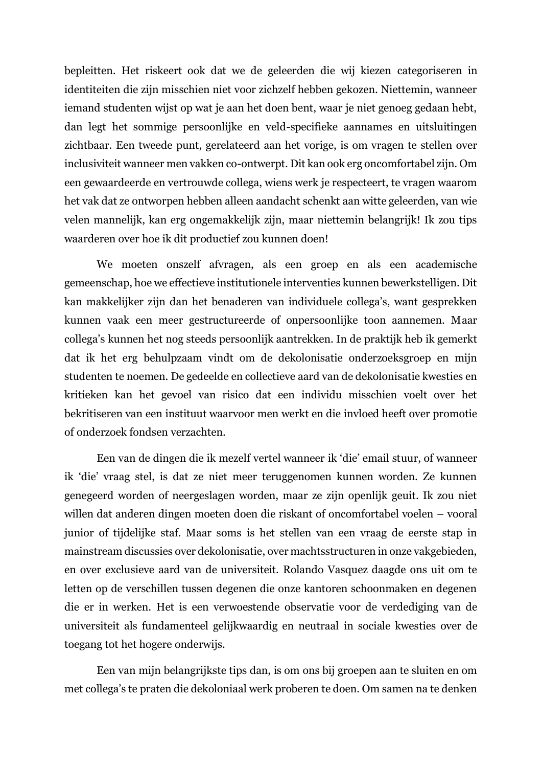bepleitten. Het riskeert ook dat we de geleerden die wij kiezen categoriseren in identiteiten die zijn misschien niet voor zichzelf hebben gekozen. Niettemin, wanneer iemand studenten wijst op wat je aan het doen bent, waar je niet genoeg gedaan hebt, dan legt het sommige persoonlijke en veld-specifieke aannames en uitsluitingen zichtbaar. Een tweede punt, gerelateerd aan het vorige, is om vragen te stellen over inclusiviteit wanneer men vakken co-ontwerpt. Dit kan ook erg oncomfortabel zijn. Om een gewaardeerde en vertrouwde collega, wiens werk je respecteert, te vragen waarom het vak dat ze ontworpen hebben alleen aandacht schenkt aan witte geleerden, van wie velen mannelijk, kan erg ongemakkelijk zijn, maar niettemin belangrijk! Ik zou tips waarderen over hoe ik dit productief zou kunnen doen!

We moeten onszelf afvragen, als een groep en als een academische gemeenschap, hoe we effectieve institutionele interventies kunnen bewerkstelligen. Dit kan makkelijker zijn dan het benaderen van individuele collega's, want gesprekken kunnen vaak een meer gestructureerde of onpersoonlijke toon aannemen. Maar collega's kunnen het nog steeds persoonlijk aantrekken. In de praktijk heb ik gemerkt dat ik het erg behulpzaam vindt om de dekolonisatie onderzoeksgroep en mijn studenten te noemen. De gedeelde en collectieve aard van de dekolonisatie kwesties en kritieken kan het gevoel van risico dat een individu misschien voelt over het bekritiseren van een instituut waarvoor men werkt en die invloed heeft over promotie of onderzoek fondsen verzachten.

Een van de dingen die ik mezelf vertel wanneer ik 'die' email stuur, of wanneer ik 'die' vraag stel, is dat ze niet meer teruggenomen kunnen worden. Ze kunnen genegeerd worden of neergeslagen worden, maar ze zijn openlijk geuit. Ik zou niet willen dat anderen dingen moeten doen die riskant of oncomfortabel voelen – vooral junior of tijdelijke staf. Maar soms is het stellen van een vraag de eerste stap in mainstream discussies over dekolonisatie, over machtsstructuren in onze vakgebieden, en over exclusieve aard van de universiteit. Rolando Vasquez daagde ons uit om te letten op de verschillen tussen degenen die onze kantoren schoonmaken en degenen die er in werken. Het is een verwoestende observatie voor de verdediging van de universiteit als fundamenteel gelijkwaardig en neutraal in sociale kwesties over de toegang tot het hogere onderwijs.

Een van mijn belangrijkste tips dan, is om ons bij groepen aan te sluiten en om met collega's te praten die dekoloniaal werk proberen te doen. Om samen na te denken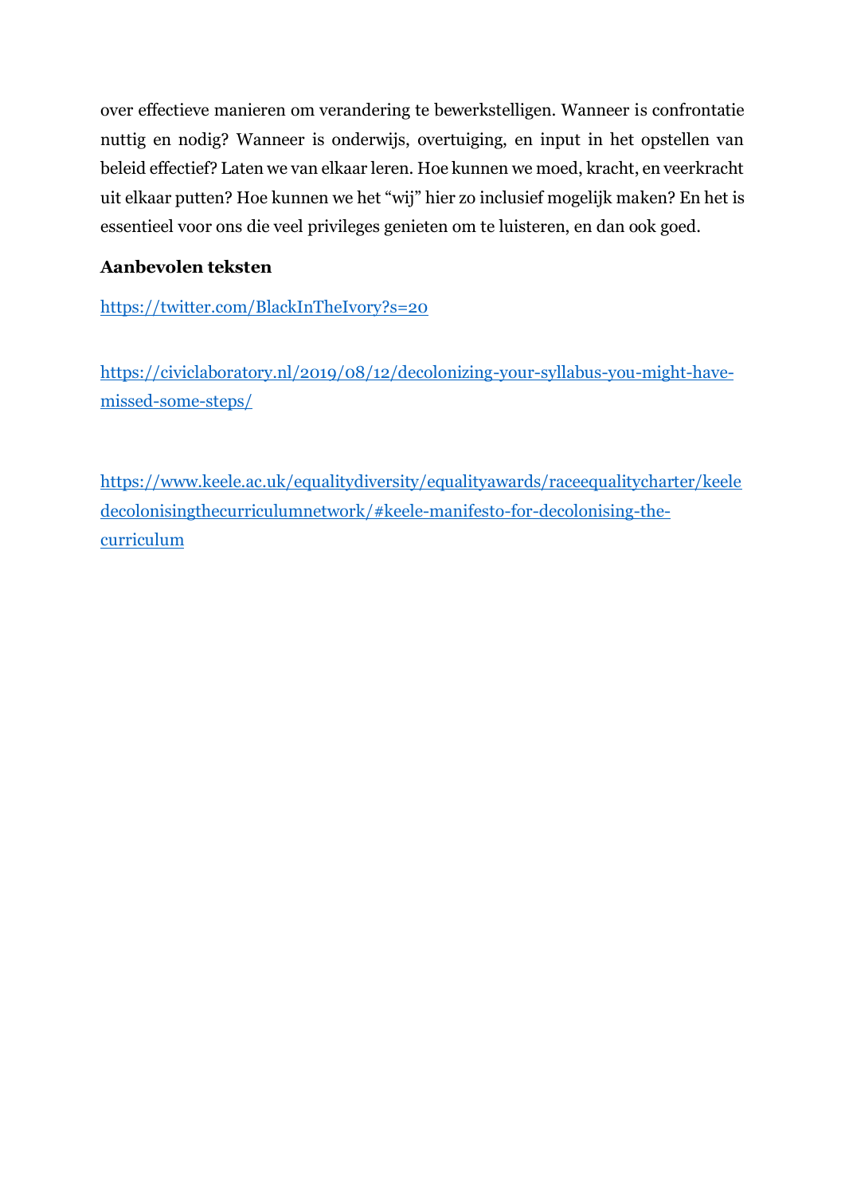over effectieve manieren om verandering te bewerkstelligen. Wanneer is confrontatie nuttig en nodig? Wanneer is onderwijs, overtuiging, en input in het opstellen van beleid effectief? Laten we van elkaar leren. Hoe kunnen we moed, kracht, en veerkracht uit elkaar putten? Hoe kunnen we het "wij" hier zo inclusief mogelijk maken? En het is essentieel voor ons die veel privileges genieten om te luisteren, en dan ook goed.

**Aanbevolen teksten**

https://twitter.com/BlackInTheIvory?s=20

https://civiclaboratory.nl/2019/08/12/decolonizing-your-syllabus-you-might-have-missed-some-steps/

https://www.keele.ac.uk/equalitydiversity/equalityawards/raceequalitycharter/keeledecolonisingthecurriculumnetwork/#keele-manifesto-for-decolonising-the-curriculum